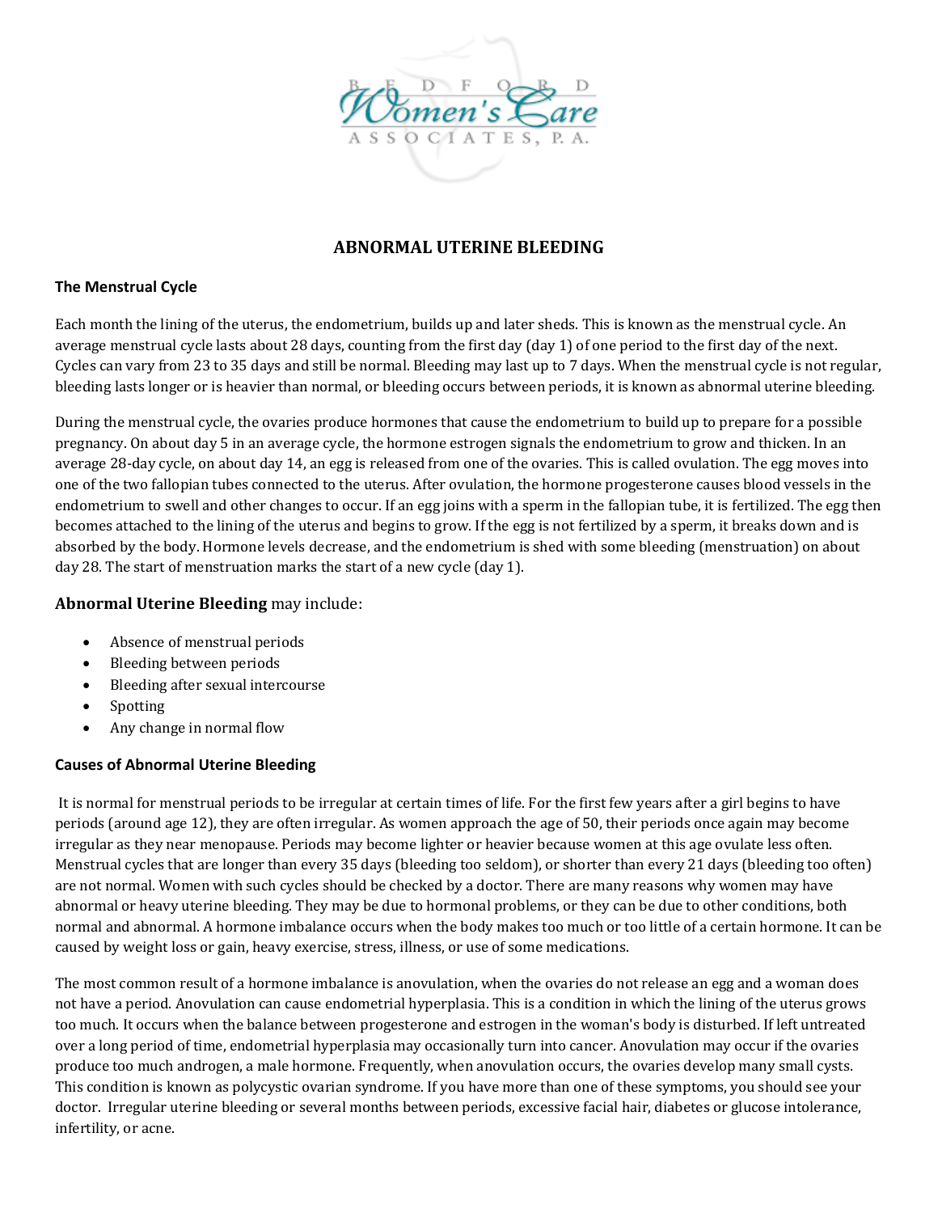# ABNORMAL UTERINE BLEEDING

## The Menstrual Cycle

Each month the lining of the uterus, the endometrium, builds up and later sheds. This is known as the menstrual cycle. An average menstrual cycle lasts about 28 days, counting from the first day (day 1) of one period to the first day of the next. Cycles can vary from 23 to 35 days and still be normal. Bleeding may last up to 7 days. When the menstrual cycle is not regular, bleeding lasts longer or is heavier than normal, or bleeding occurs between periods, it is known as abnormal uterine bleeding.

During the menstrual cycle, the ovaries produce hormones that cause the endometrium to build up to prepare for a possible pregnancy. On about day 5 in an average cycle, the hormone estrogen signals the endometrium to grow and thicken. In an average 28-day cycle, on about day 14, an egg is released from one of the ovaries. This is called ovulation. The egg moves into one of the two fallopian tubes connected to the uterus. After ovulation, the hormone progesterone causes blood vessels in the endometrium to swell and other changes to occur. If an egg joins with a sperm in the fallopian tube, it is fertilized. The egg then becomes attached to the lining of the uterus and begins to grow. If the egg is not fertilized by a sperm, it breaks down and is absorbed by the body. Hormone levels decrease, and the endometrium is shed with some bleeding (menstruation) on about day 28. The start of menstruation marks the start of a new cycle (day 1).

**Abnormal Uterine Bleeding** may include:

- Absence of menstrual periods
- Bleeding between periods
- Bleeding after sexual intercourse
- Spotting
- Any change in normal flow

## Causes of Abnormal Uterine Bleeding

It is normal for menstrual periods to be irregular at certain times of life. For the first few years after a girl begins to have periods (around age 12), they are often irregular. As women approach the age of 50, their periods once again may become irregular as they near menopause. Periods may become lighter or heavier because women at this age ovulate less often. Menstrual cycles that are longer than every 35 days (bleeding too seldom), or shorter than every 21 days (bleeding too often) are not normal. Women with such cycles should be checked by a doctor. There are many reasons why women may have abnormal or heavy uterine bleeding. They may be due to hormonal problems, or they can be due to other conditions, both normal and abnormal. A hormone imbalance occurs when the body makes too much or too little of a certain hormone. It can be caused by weight loss or gain, heavy exercise, stress, illness, or use of some medications.

The most common result of a hormone imbalance is anovulation, when the ovaries do not release an egg and a woman does not have a period. Anovulation can cause endometrial hyperplasia. This is a condition in which the lining of the uterus grows too much. It occurs when the balance between progesterone and estrogen in the woman's body is disturbed. If left untreated over a long period of time, endometrial hyperplasia may occasionally turn into cancer. Anovulation may occur if the ovaries produce too much androgen, a male hormone. Frequently, when anovulation occurs, the ovaries develop many small cysts. This condition is known as polycystic ovarian syndrome. If you have more than one of these symptoms, you should see your doctor. Irregular uterine bleeding or several months between periods, excessive facial hair, diabetes or glucose intolerance, infertility, or acne.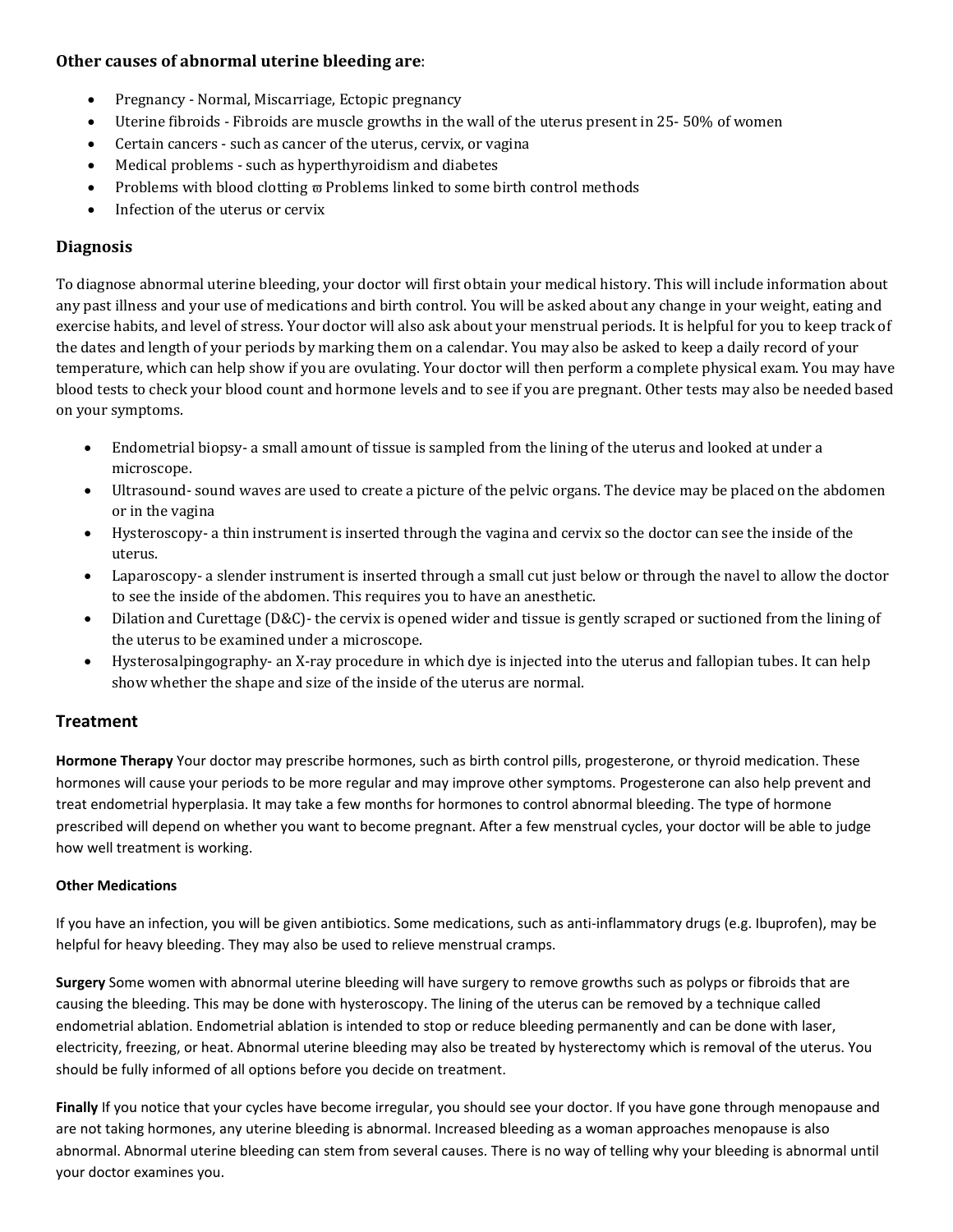**Other causes of abnormal uterine bleeding are**:

- Pregnancy - Normal, Miscarriage, Ectopic pregnancy
- Uterine fibroids - Fibroids are muscle growths in the wall of the uterus present in 25- 50% of women
- Certain cancers - such as cancer of the uterus, cervix, or vagina
- Medical problems - such as hyperthyroidism and diabetes
- Problems with blood clotting ϖ Problems linked to some birth control methods
- Infection of the uterus or cervix

## Diagnosis

To diagnose abnormal uterine bleeding, your doctor will first obtain your medical history. This will include information about any past illness and your use of medications and birth control. You will be asked about any change in your weight, eating and exercise habits, and level of stress. Your doctor will also ask about your menstrual periods. It is helpful for you to keep track of the dates and length of your periods by marking them on a calendar. You may also be asked to keep a daily record of your temperature, which can help show if you are ovulating. Your doctor will then perform a complete physical exam. You may have blood tests to check your blood count and hormone levels and to see if you are pregnant. Other tests may also be needed based on your symptoms.

- Endometrial biopsy- a small amount of tissue is sampled from the lining of the uterus and looked at under a microscope.
- Ultrasound- sound waves are used to create a picture of the pelvic organs. The device may be placed on the abdomen or in the vagina
- Hysteroscopy- a thin instrument is inserted through the vagina and cervix so the doctor can see the inside of the uterus.
- Laparoscopy- a slender instrument is inserted through a small cut just below or through the navel to allow the doctor to see the inside of the abdomen. This requires you to have an anesthetic.
- Dilation and Curettage (D&C)- the cervix is opened wider and tissue is gently scraped or suctioned from the lining of the uterus to be examined under a microscope.
- Hysterosalpingography- an X-ray procedure in which dye is injected into the uterus and fallopian tubes. It can help show whether the shape and size of the inside of the uterus are normal.

## Treatment

**Hormone Therapy** Your doctor may prescribe hormones, such as birth control pills, progesterone, or thyroid medication. These hormones will cause your periods to be more regular and may improve other symptoms. Progesterone can also help prevent and treat endometrial hyperplasia. It may take a few months for hormones to control abnormal bleeding. The type of hormone prescribed will depend on whether you want to become pregnant. After a few menstrual cycles, your doctor will be able to judge how well treatment is working.

**Other Medications**

If you have an infection, you will be given antibiotics. Some medications, such as anti-inflammatory drugs (e.g. Ibuprofen), may be helpful for heavy bleeding. They may also be used to relieve menstrual cramps.

**Surgery** Some women with abnormal uterine bleeding will have surgery to remove growths such as polyps or fibroids that are causing the bleeding. This may be done with hysteroscopy. The lining of the uterus can be removed by a technique called endometrial ablation. Endometrial ablation is intended to stop or reduce bleeding permanently and can be done with laser, electricity, freezing, or heat. Abnormal uterine bleeding may also be treated by hysterectomy which is removal of the uterus. You should be fully informed of all options before you decide on treatment.

**Finally** If you notice that your cycles have become irregular, you should see your doctor. If you have gone through menopause and are not taking hormones, any uterine bleeding is abnormal. Increased bleeding as a woman approaches menopause is also abnormal. Abnormal uterine bleeding can stem from several causes. There is no way of telling why your bleeding is abnormal until your doctor examines you.